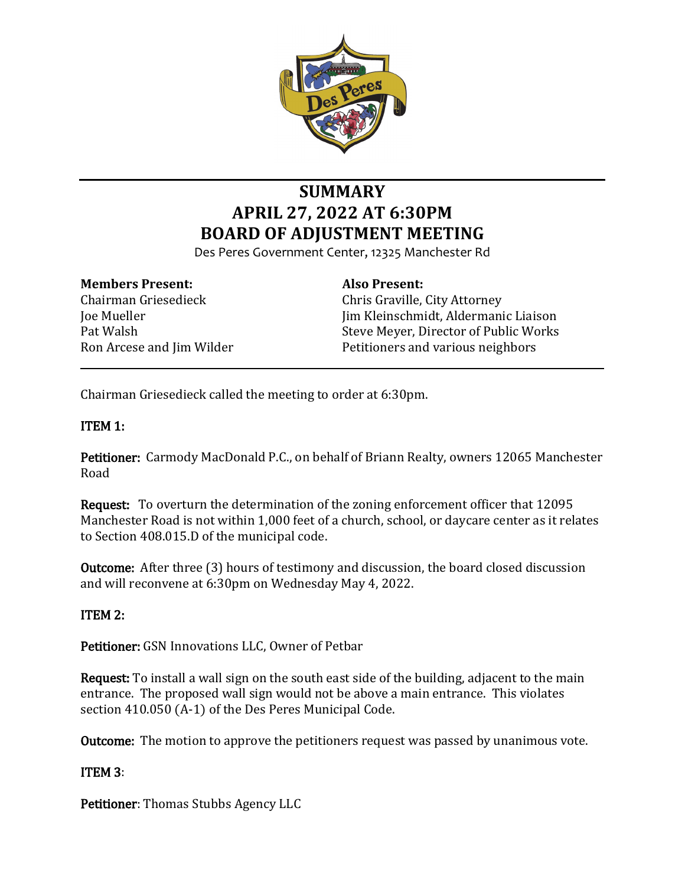# SUMMARY
# APRIL 27, 2022 AT 6:30PM
# BOARD OF ADJUSTMENT MEETING

Des Peres Government Center, 12325 Manchester Rd

**Members Present:**
Chairman Griesedieck
Joe Mueller
Pat Walsh
Ron Arcese and Jim Wilder

**Also Present:**
Chris Graville, City Attorney
Jim Kleinschmidt, Aldermanic Liaison
Steve Meyer, Director of Public Works
Petitioners and various neighbors

---

Chairman Griesedieck called the meeting to order at 6:30pm.

**ITEM 1:**

**Petitioner:** Carmody MacDonald P.C., on behalf of Briann Realty, owners 12065 Manchester Road

**Request:** To overturn the determination of the zoning enforcement officer that 12095 Manchester Road is not within 1,000 feet of a church, school, or daycare center as it relates to Section 408.015.D of the municipal code.

**Outcome:** After three (3) hours of testimony and discussion, the board closed discussion and will reconvene at 6:30pm on Wednesday May 4, 2022.

**ITEM 2:**

**Petitioner:** GSN Innovations LLC, Owner of Petbar

**Request:** To install a wall sign on the south east side of the building, adjacent to the main entrance. The proposed wall sign would not be above a main entrance. This violates section 410.050 (A-1) of the Des Peres Municipal Code.

**Outcome:** The motion to approve the petitioners request was passed by unanimous vote.

**ITEM 3**:

**Petitioner**: Thomas Stubbs Agency LLC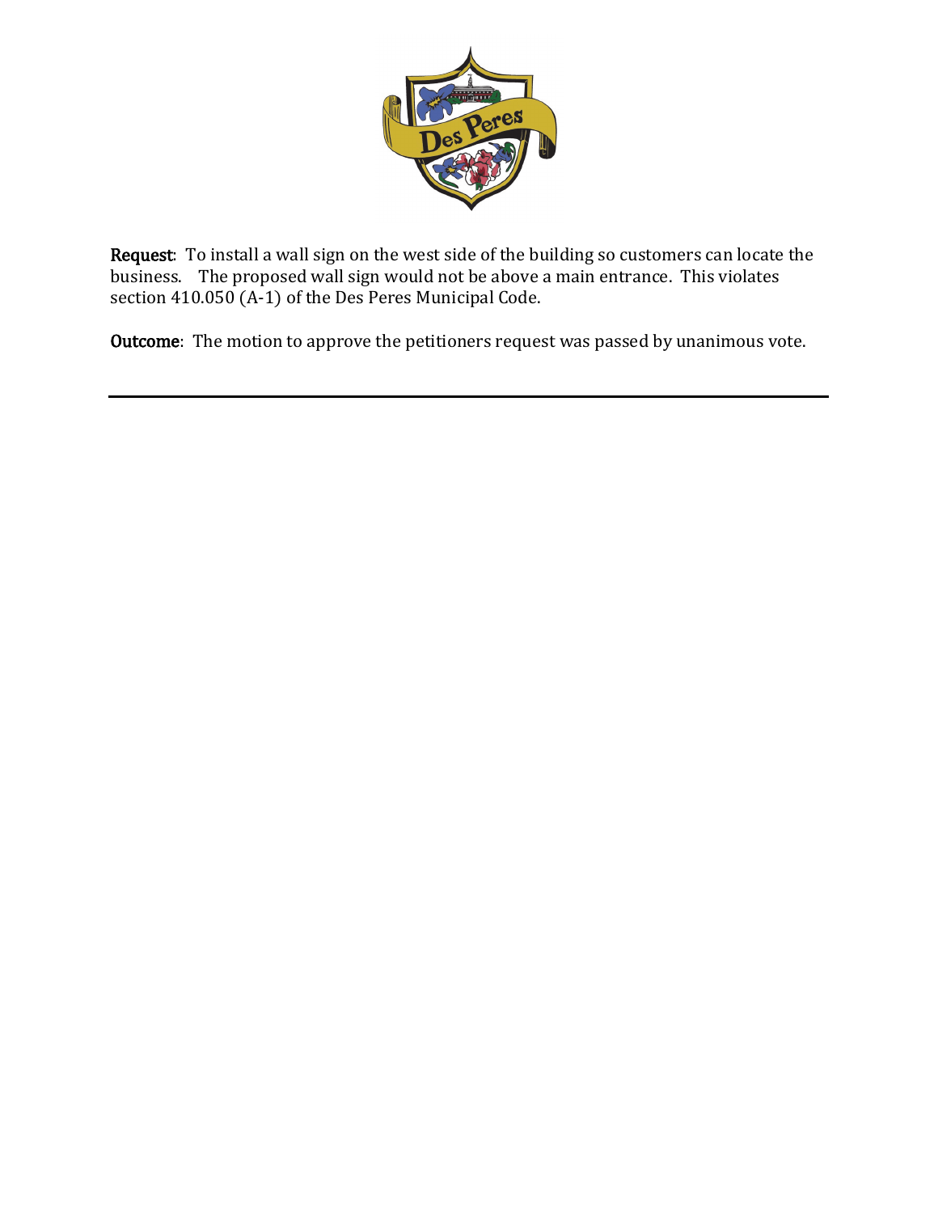**Request**: To install a wall sign on the west side of the building so customers can locate the business. The proposed wall sign would not be above a main entrance. This violates section 410.050 (A-1) of the Des Peres Municipal Code.

**Outcome**: The motion to approve the petitioners request was passed by unanimous vote.

---